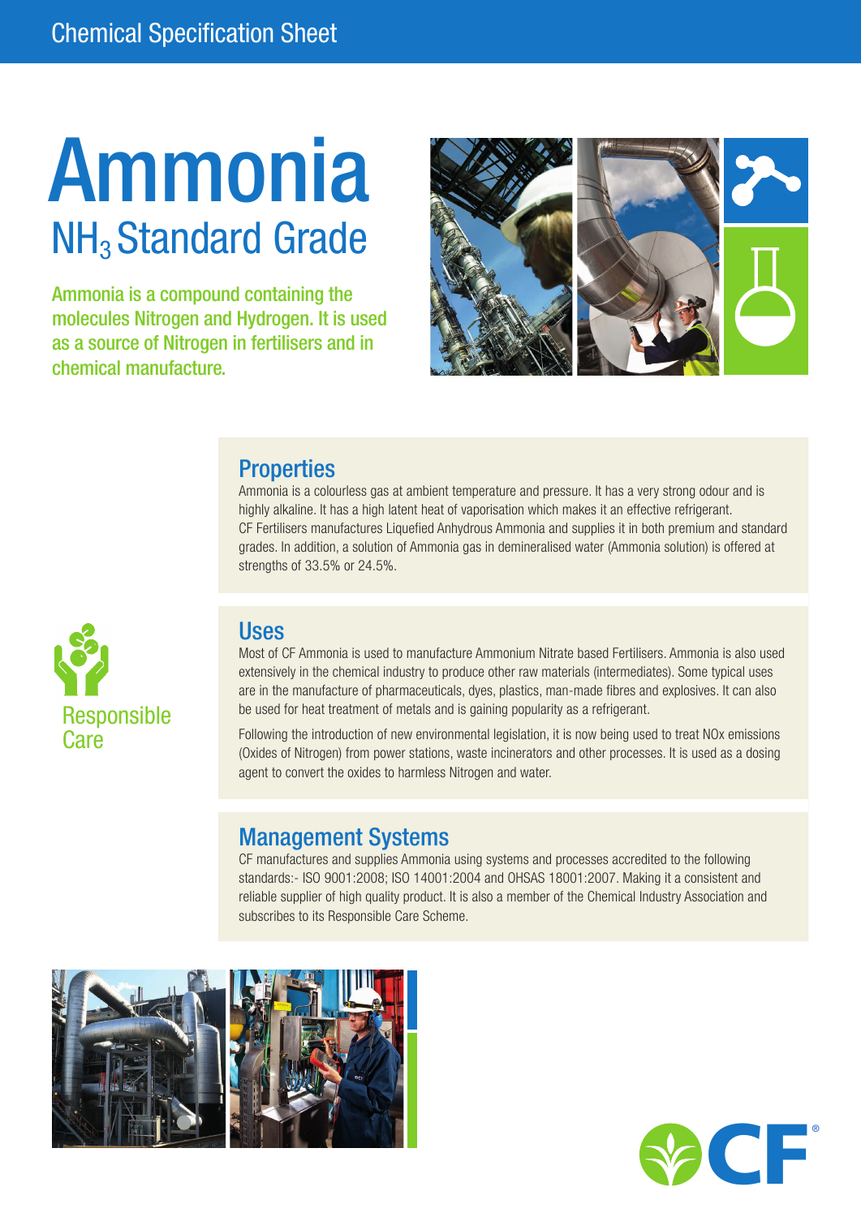Chemical Specification Sheet

# Ammonia

## $NH_3$ Standard Grade

Ammonia is a compound containing the molecules Nitrogen and Hydrogen. It is used as a source of Nitrogen in fertilisers and in chemical manufacture.

## Properties

Ammonia is a colourless gas at ambient temperature and pressure. It has a very strong odour and is highly alkaline. It has a high latent heat of vaporisation which makes it an effective refrigerant. CF Fertilisers manufactures Liquefied Anhydrous Ammonia and supplies it in both premium and standard grades. In addition, a solution of Ammonia gas in demineralised water (Ammonia solution) is offered at strengths of 33.5% or 24.5%.

Responsible Care

## Uses

Most of CF Ammonia is used to manufacture Ammonium Nitrate based Fertilisers. Ammonia is also used extensively in the chemical industry to produce other raw materials (intermediates). Some typical uses are in the manufacture of pharmaceuticals, dyes, plastics, man-made fibres and explosives. It can also be used for heat treatment of metals and is gaining popularity as a refrigerant.

Following the introduction of new environmental legislation, it is now being used to treat NOx emissions (Oxides of Nitrogen) from power stations, waste incinerators and other processes. It is used as a dosing agent to convert the oxides to harmless Nitrogen and water.

## Management Systems

CF manufactures and supplies Ammonia using systems and processes accredited to the following standards:- ISO 9001:2008; ISO 14001:2004 and OHSAS 18001:2007. Making it a consistent and reliable supplier of high quality product. It is also a member of the Chemical Industry Association and subscribes to its Responsible Care Scheme.

CF®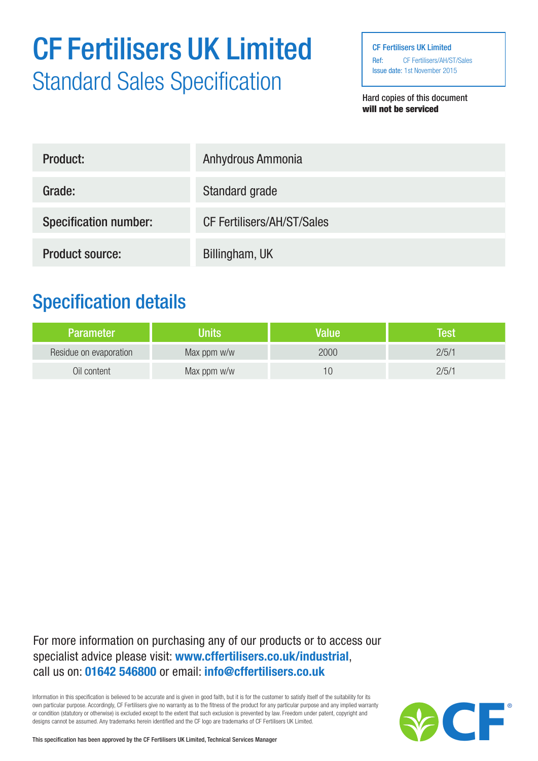# CF Fertilisers UK Limited

## Standard Sales Specification

CF Fertilisers UK Limited
Ref: CF Fertilisers/AH/ST/Sales
Issue date: 1st November 2015

Hard copies of this document **will not be serviced**

| | |
|---|---|
| **Product:** | Anhydrous Ammonia |
| **Grade:** | Standard grade |
| **Specification number:** | CF Fertilisers/AH/ST/Sales |
| **Product source:** | Billingham, UK |

## Specification details

| Parameter | Units | Value | Test |
|---|---|---|---|
| Residue on evaporation | Max ppm w/w | 2000 | 2/5/1 |
| Oil content | Max ppm w/w | 10 | 2/5/1 |

For more information on purchasing any of our products or to access our specialist advice please visit: **www.cffertilisers.co.uk/industrial**, call us on: **01642 546800** or email: **info@cffertilisers.co.uk**

Information in this specification is believed to be accurate and is given in good faith, but it is for the customer to satisfy itself of the suitability for its own particular purpose. Accordingly, CF Fertilisers give no warranty as to the fitness of the product for any particular purpose and any implied warranty or condition (statutory or otherwise) is excluded except to the extent that such exclusion is prevented by law. Freedom under patent, copyright and designs cannot be assumed. Any trademarks herein identified and the CF logo are trademarks of CF Fertilisers UK Limited.

This specification has been approved by the CF Fertilisers UK Limited, Technical Services Manager